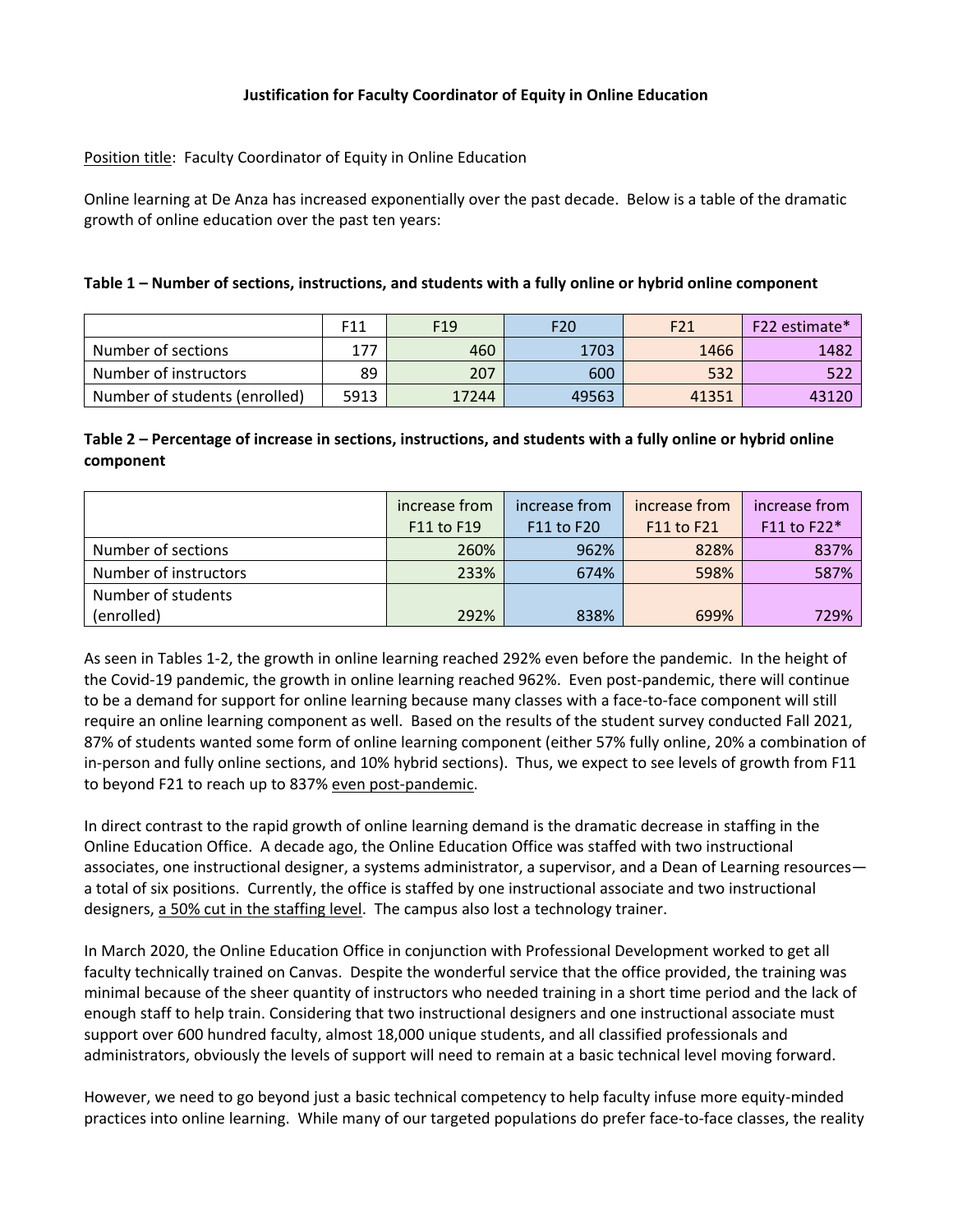**Justification for Faculty Coordinator of Equity in Online Education**

Position title: Faculty Coordinator of Equity in Online Education

Online learning at De Anza has increased exponentially over the past decade. Below is a table of the dramatic growth of online education over the past ten years:

**Table 1 – Number of sections, instructions, and students with a fully online or hybrid online component**

| | F11 | F19 | F20 | F21 | F22 estimate* |
|---|---|---|---|---|---|
| Number of sections | 177 | 460 | 1703 | 1466 | 1482 |
| Number of instructors | 89 | 207 | 600 | 532 | 522 |
| Number of students (enrolled) | 5913 | 17244 | 49563 | 41351 | 43120 |

**Table 2 – Percentage of increase in sections, instructions, and students with a fully online or hybrid online component**

| | increase from F11 to F19 | increase from F11 to F20 | increase from F11 to F21 | increase from F11 to F22* |
|---|---|---|---|---|
| Number of sections | 260% | 962% | 828% | 837% |
| Number of instructors | 233% | 674% | 598% | 587% |
| Number of students (enrolled) | 292% | 838% | 699% | 729% |

As seen in Tables 1-2, the growth in online learning reached 292% even before the pandemic. In the height of the Covid-19 pandemic, the growth in online learning reached 962%. Even post-pandemic, there will continue to be a demand for support for online learning because many classes with a face-to-face component will still require an online learning component as well. Based on the results of the student survey conducted Fall 2021, 87% of students wanted some form of online learning component (either 57% fully online, 20% a combination of in-person and fully online sections, and 10% hybrid sections). Thus, we expect to see levels of growth from F11 to beyond F21 to reach up to 837% even post-pandemic.

In direct contrast to the rapid growth of online learning demand is the dramatic decrease in staffing in the Online Education Office. A decade ago, the Online Education Office was staffed with two instructional associates, one instructional designer, a systems administrator, a supervisor, and a Dean of Learning resources—a total of six positions. Currently, the office is staffed by one instructional associate and two instructional designers, a 50% cut in the staffing level. The campus also lost a technology trainer.

In March 2020, the Online Education Office in conjunction with Professional Development worked to get all faculty technically trained on Canvas. Despite the wonderful service that the office provided, the training was minimal because of the sheer quantity of instructors who needed training in a short time period and the lack of enough staff to help train. Considering that two instructional designers and one instructional associate must support over 600 hundred faculty, almost 18,000 unique students, and all classified professionals and administrators, obviously the levels of support will need to remain at a basic technical level moving forward.

However, we need to go beyond just a basic technical competency to help faculty infuse more equity-minded practices into online learning. While many of our targeted populations do prefer face-to-face classes, the reality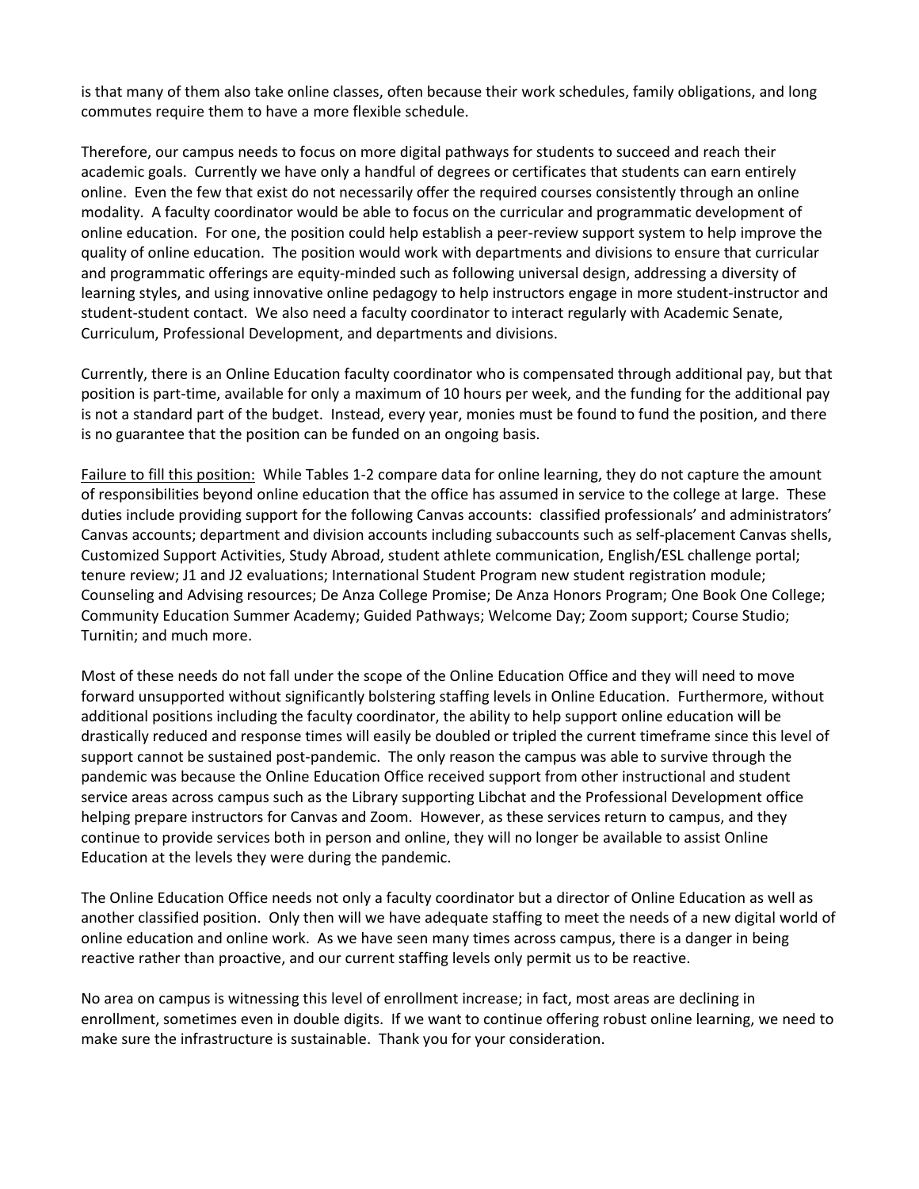is that many of them also take online classes, often because their work schedules, family obligations, and long commutes require them to have a more flexible schedule.

Therefore, our campus needs to focus on more digital pathways for students to succeed and reach their academic goals. Currently we have only a handful of degrees or certificates that students can earn entirely online. Even the few that exist do not necessarily offer the required courses consistently through an online modality. A faculty coordinator would be able to focus on the curricular and programmatic development of online education. For one, the position could help establish a peer-review support system to help improve the quality of online education. The position would work with departments and divisions to ensure that curricular and programmatic offerings are equity-minded such as following universal design, addressing a diversity of learning styles, and using innovative online pedagogy to help instructors engage in more student-instructor and student-student contact. We also need a faculty coordinator to interact regularly with Academic Senate, Curriculum, Professional Development, and departments and divisions.

Currently, there is an Online Education faculty coordinator who is compensated through additional pay, but that position is part-time, available for only a maximum of 10 hours per week, and the funding for the additional pay is not a standard part of the budget. Instead, every year, monies must be found to fund the position, and there is no guarantee that the position can be funded on an ongoing basis.

Failure to fill this position: While Tables 1-2 compare data for online learning, they do not capture the amount of responsibilities beyond online education that the office has assumed in service to the college at large. These duties include providing support for the following Canvas accounts: classified professionals' and administrators' Canvas accounts; department and division accounts including subaccounts such as self-placement Canvas shells, Customized Support Activities, Study Abroad, student athlete communication, English/ESL challenge portal; tenure review; J1 and J2 evaluations; International Student Program new student registration module; Counseling and Advising resources; De Anza College Promise; De Anza Honors Program; One Book One College; Community Education Summer Academy; Guided Pathways; Welcome Day; Zoom support; Course Studio; Turnitin; and much more.

Most of these needs do not fall under the scope of the Online Education Office and they will need to move forward unsupported without significantly bolstering staffing levels in Online Education. Furthermore, without additional positions including the faculty coordinator, the ability to help support online education will be drastically reduced and response times will easily be doubled or tripled the current timeframe since this level of support cannot be sustained post-pandemic. The only reason the campus was able to survive through the pandemic was because the Online Education Office received support from other instructional and student service areas across campus such as the Library supporting Libchat and the Professional Development office helping prepare instructors for Canvas and Zoom. However, as these services return to campus, and they continue to provide services both in person and online, they will no longer be available to assist Online Education at the levels they were during the pandemic.

The Online Education Office needs not only a faculty coordinator but a director of Online Education as well as another classified position. Only then will we have adequate staffing to meet the needs of a new digital world of online education and online work. As we have seen many times across campus, there is a danger in being reactive rather than proactive, and our current staffing levels only permit us to be reactive.

No area on campus is witnessing this level of enrollment increase; in fact, most areas are declining in enrollment, sometimes even in double digits. If we want to continue offering robust online learning, we need to make sure the infrastructure is sustainable. Thank you for your consideration.